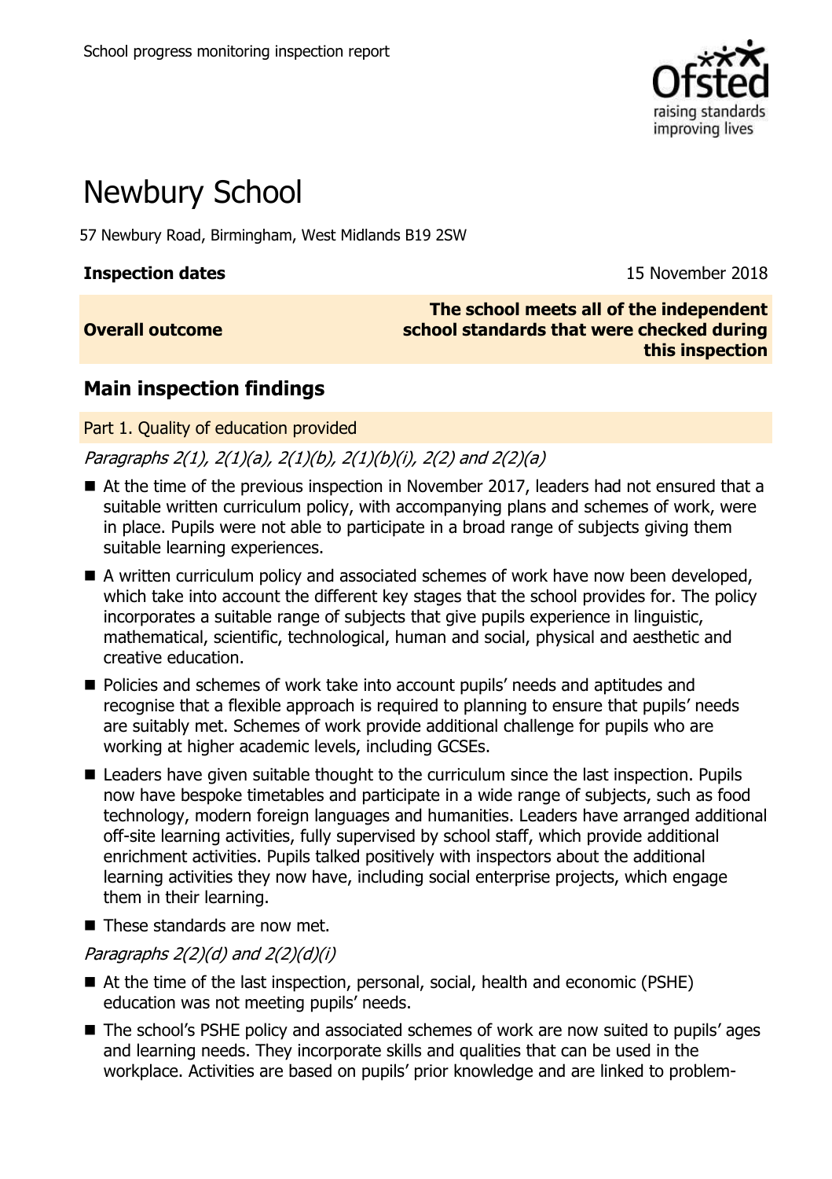School progress monitoring inspection report

# Newbury School

57 Newbury Road, Birmingham, West Midlands B19 2SW

| **Inspection dates** | 15 November 2018 |
| --- | --- |
| **Overall outcome** | **The school meets all of the independent school standards that were checked during this inspection** |

## Main inspection findings

### Part 1. Quality of education provided

*Paragraphs 2(1), 2(1)(a), 2(1)(b), 2(1)(b)(i), 2(2) and 2(2)(a)*

- At the time of the previous inspection in November 2017, leaders had not ensured that a suitable written curriculum policy, with accompanying plans and schemes of work, were in place. Pupils were not able to participate in a broad range of subjects giving them suitable learning experiences.
- A written curriculum policy and associated schemes of work have now been developed, which take into account the different key stages that the school provides for. The policy incorporates a suitable range of subjects that give pupils experience in linguistic, mathematical, scientific, technological, human and social, physical and aesthetic and creative education.
- Policies and schemes of work take into account pupils' needs and aptitudes and recognise that a flexible approach is required to planning to ensure that pupils' needs are suitably met. Schemes of work provide additional challenge for pupils who are working at higher academic levels, including GCSEs.
- Leaders have given suitable thought to the curriculum since the last inspection. Pupils now have bespoke timetables and participate in a wide range of subjects, such as food technology, modern foreign languages and humanities. Leaders have arranged additional off-site learning activities, fully supervised by school staff, which provide additional enrichment activities. Pupils talked positively with inspectors about the additional learning activities they now have, including social enterprise projects, which engage them in their learning.
- These standards are now met.

*Paragraphs 2(2)(d) and 2(2)(d)(i)*

- At the time of the last inspection, personal, social, health and economic (PSHE) education was not meeting pupils' needs.
- The school's PSHE policy and associated schemes of work are now suited to pupils' ages and learning needs. They incorporate skills and qualities that can be used in the workplace. Activities are based on pupils' prior knowledge and are linked to problem-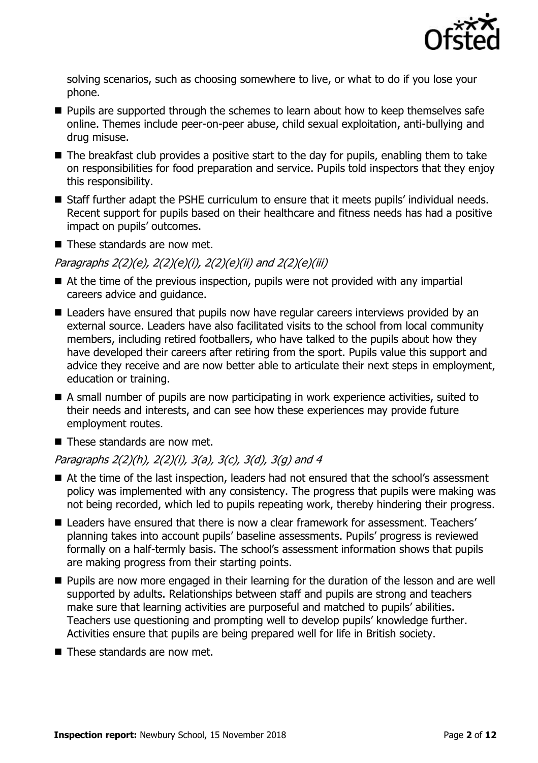solving scenarios, such as choosing somewhere to live, or what to do if you lose your phone.

- Pupils are supported through the schemes to learn about how to keep themselves safe online. Themes include peer-on-peer abuse, child sexual exploitation, anti-bullying and drug misuse.
- The breakfast club provides a positive start to the day for pupils, enabling them to take on responsibilities for food preparation and service. Pupils told inspectors that they enjoy this responsibility.
- Staff further adapt the PSHE curriculum to ensure that it meets pupils' individual needs. Recent support for pupils based on their healthcare and fitness needs has had a positive impact on pupils' outcomes.
- These standards are now met.

*Paragraphs 2(2)(e), 2(2)(e)(i), 2(2)(e)(ii) and 2(2)(e)(iii)*

- At the time of the previous inspection, pupils were not provided with any impartial careers advice and guidance.
- Leaders have ensured that pupils now have regular careers interviews provided by an external source. Leaders have also facilitated visits to the school from local community members, including retired footballers, who have talked to the pupils about how they have developed their careers after retiring from the sport. Pupils value this support and advice they receive and are now better able to articulate their next steps in employment, education or training.
- A small number of pupils are now participating in work experience activities, suited to their needs and interests, and can see how these experiences may provide future employment routes.
- These standards are now met.

*Paragraphs 2(2)(h), 2(2)(i), 3(a), 3(c), 3(d), 3(g) and 4*

- At the time of the last inspection, leaders had not ensured that the school's assessment policy was implemented with any consistency. The progress that pupils were making was not being recorded, which led to pupils repeating work, thereby hindering their progress.
- Leaders have ensured that there is now a clear framework for assessment. Teachers' planning takes into account pupils' baseline assessments. Pupils' progress is reviewed formally on a half-termly basis. The school's assessment information shows that pupils are making progress from their starting points.
- Pupils are now more engaged in their learning for the duration of the lesson and are well supported by adults. Relationships between staff and pupils are strong and teachers make sure that learning activities are purposeful and matched to pupils' abilities. Teachers use questioning and prompting well to develop pupils' knowledge further. Activities ensure that pupils are being prepared well for life in British society.
- These standards are now met.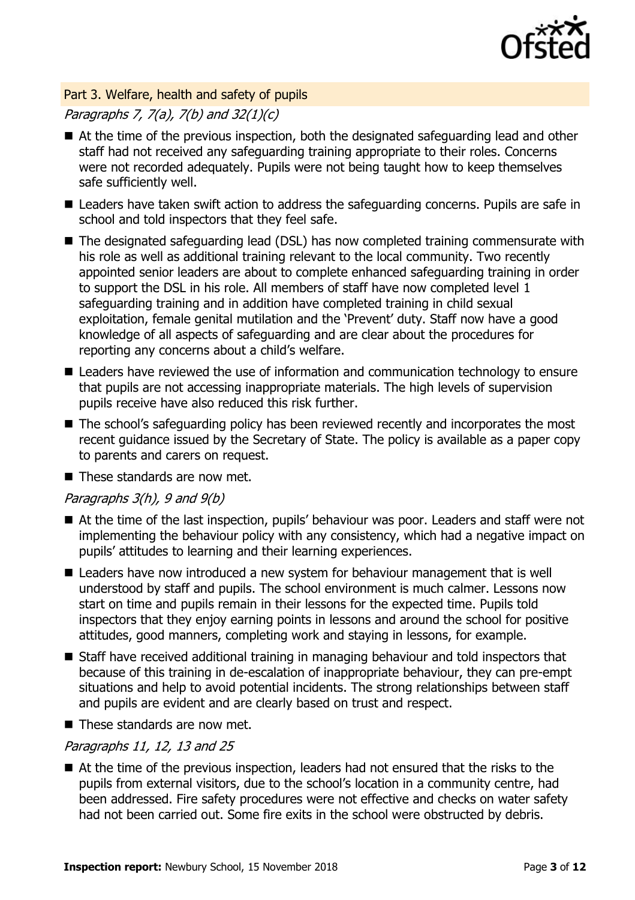## Part 3. Welfare, health and safety of pupils

*Paragraphs 7, 7(a), 7(b) and 32(1)(c)*

- At the time of the previous inspection, both the designated safeguarding lead and other staff had not received any safeguarding training appropriate to their roles. Concerns were not recorded adequately. Pupils were not being taught how to keep themselves safe sufficiently well.
- Leaders have taken swift action to address the safeguarding concerns. Pupils are safe in school and told inspectors that they feel safe.
- The designated safeguarding lead (DSL) has now completed training commensurate with his role as well as additional training relevant to the local community. Two recently appointed senior leaders are about to complete enhanced safeguarding training in order to support the DSL in his role. All members of staff have now completed level 1 safeguarding training and in addition have completed training in child sexual exploitation, female genital mutilation and the 'Prevent' duty. Staff now have a good knowledge of all aspects of safeguarding and are clear about the procedures for reporting any concerns about a child's welfare.
- Leaders have reviewed the use of information and communication technology to ensure that pupils are not accessing inappropriate materials. The high levels of supervision pupils receive have also reduced this risk further.
- The school's safeguarding policy has been reviewed recently and incorporates the most recent guidance issued by the Secretary of State. The policy is available as a paper copy to parents and carers on request.
- These standards are now met.

*Paragraphs 3(h), 9 and 9(b)*

- At the time of the last inspection, pupils' behaviour was poor. Leaders and staff were not implementing the behaviour policy with any consistency, which had a negative impact on pupils' attitudes to learning and their learning experiences.
- Leaders have now introduced a new system for behaviour management that is well understood by staff and pupils. The school environment is much calmer. Lessons now start on time and pupils remain in their lessons for the expected time. Pupils told inspectors that they enjoy earning points in lessons and around the school for positive attitudes, good manners, completing work and staying in lessons, for example.
- Staff have received additional training in managing behaviour and told inspectors that because of this training in de-escalation of inappropriate behaviour, they can pre-empt situations and help to avoid potential incidents. The strong relationships between staff and pupils are evident and are clearly based on trust and respect.
- These standards are now met.

*Paragraphs 11, 12, 13 and 25*

- At the time of the previous inspection, leaders had not ensured that the risks to the pupils from external visitors, due to the school's location in a community centre, had been addressed. Fire safety procedures were not effective and checks on water safety had not been carried out. Some fire exits in the school were obstructed by debris.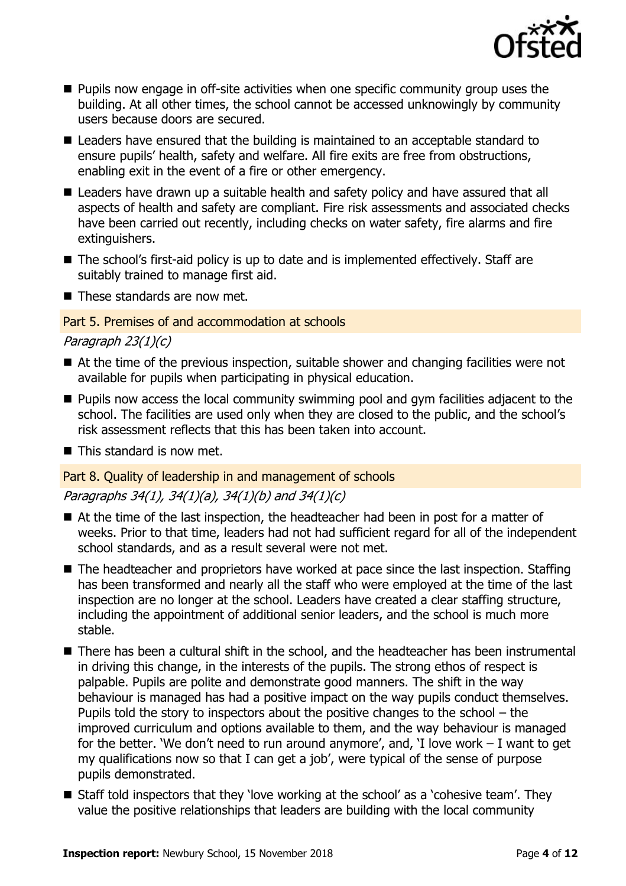- Pupils now engage in off-site activities when one specific community group uses the building. At all other times, the school cannot be accessed unknowingly by community users because doors are secured.
- Leaders have ensured that the building is maintained to an acceptable standard to ensure pupils' health, safety and welfare. All fire exits are free from obstructions, enabling exit in the event of a fire or other emergency.
- Leaders have drawn up a suitable health and safety policy and have assured that all aspects of health and safety are compliant. Fire risk assessments and associated checks have been carried out recently, including checks on water safety, fire alarms and fire extinguishers.
- The school's first-aid policy is up to date and is implemented effectively. Staff are suitably trained to manage first aid.
- These standards are now met.

### Part 5. Premises of and accommodation at schools

*Paragraph 23(1)(c)*

- At the time of the previous inspection, suitable shower and changing facilities were not available for pupils when participating in physical education.
- Pupils now access the local community swimming pool and gym facilities adjacent to the school. The facilities are used only when they are closed to the public, and the school's risk assessment reflects that this has been taken into account.
- This standard is now met.

### Part 8. Quality of leadership in and management of schools

*Paragraphs 34(1), 34(1)(a), 34(1)(b) and 34(1)(c)*

- At the time of the last inspection, the headteacher had been in post for a matter of weeks. Prior to that time, leaders had not had sufficient regard for all of the independent school standards, and as a result several were not met.
- The headteacher and proprietors have worked at pace since the last inspection. Staffing has been transformed and nearly all the staff who were employed at the time of the last inspection are no longer at the school. Leaders have created a clear staffing structure, including the appointment of additional senior leaders, and the school is much more stable.
- There has been a cultural shift in the school, and the headteacher has been instrumental in driving this change, in the interests of the pupils. The strong ethos of respect is palpable. Pupils are polite and demonstrate good manners. The shift in the way behaviour is managed has had a positive impact on the way pupils conduct themselves. Pupils told the story to inspectors about the positive changes to the school – the improved curriculum and options available to them, and the way behaviour is managed for the better. 'We don't need to run around anymore', and, 'I love work – I want to get my qualifications now so that I can get a job', were typical of the sense of purpose pupils demonstrated.
- Staff told inspectors that they 'love working at the school' as a 'cohesive team'. They value the positive relationships that leaders are building with the local community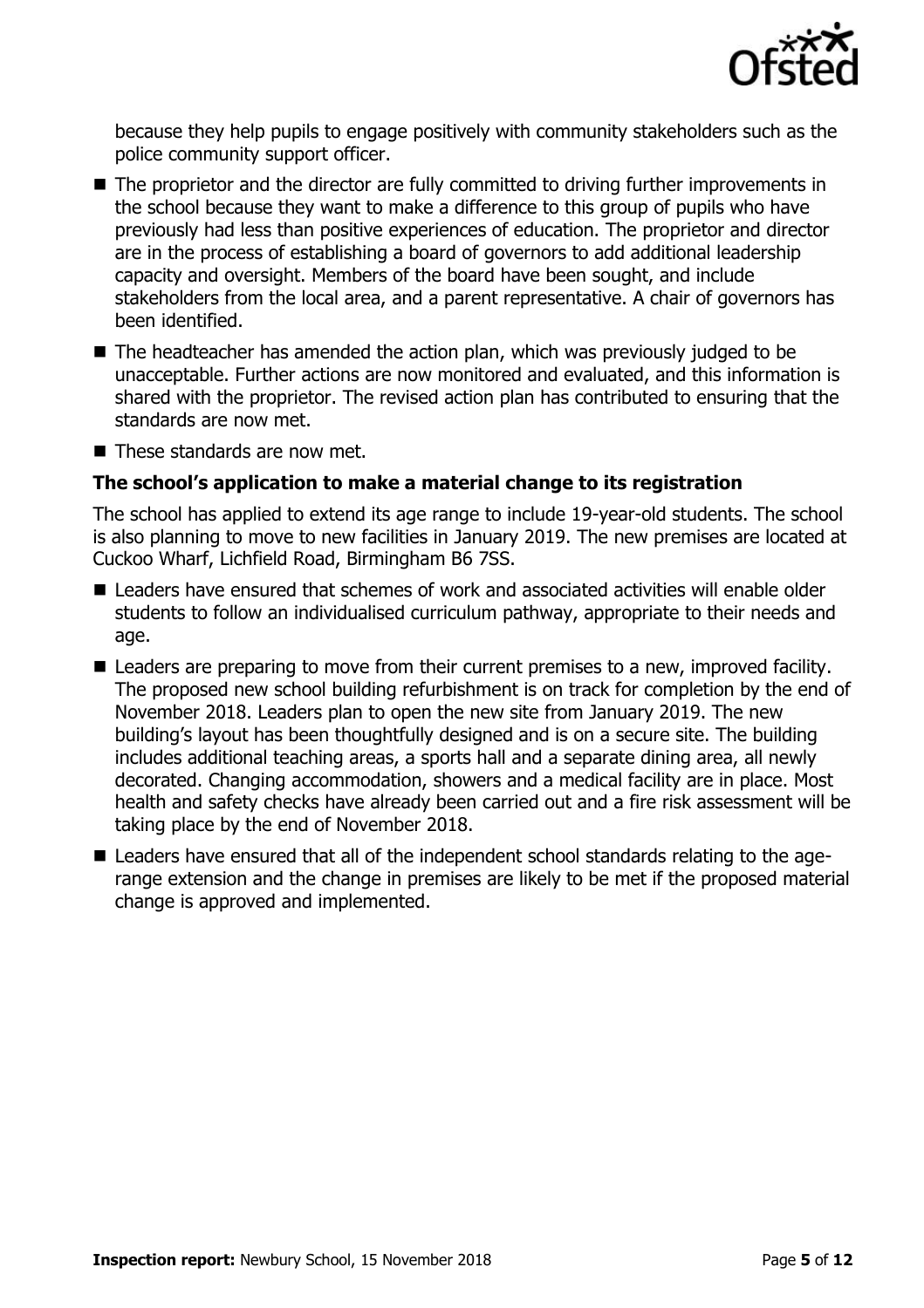because they help pupils to engage positively with community stakeholders such as the police community support officer.

- The proprietor and the director are fully committed to driving further improvements in the school because they want to make a difference to this group of pupils who have previously had less than positive experiences of education. The proprietor and director are in the process of establishing a board of governors to add additional leadership capacity and oversight. Members of the board have been sought, and include stakeholders from the local area, and a parent representative. A chair of governors has been identified.
- The headteacher has amended the action plan, which was previously judged to be unacceptable. Further actions are now monitored and evaluated, and this information is shared with the proprietor. The revised action plan has contributed to ensuring that the standards are now met.
- These standards are now met.

### The school's application to make a material change to its registration

The school has applied to extend its age range to include 19-year-old students. The school is also planning to move to new facilities in January 2019. The new premises are located at Cuckoo Wharf, Lichfield Road, Birmingham B6 7SS.

- Leaders have ensured that schemes of work and associated activities will enable older students to follow an individualised curriculum pathway, appropriate to their needs and age.
- Leaders are preparing to move from their current premises to a new, improved facility. The proposed new school building refurbishment is on track for completion by the end of November 2018. Leaders plan to open the new site from January 2019. The new building's layout has been thoughtfully designed and is on a secure site. The building includes additional teaching areas, a sports hall and a separate dining area, all newly decorated. Changing accommodation, showers and a medical facility are in place. Most health and safety checks have already been carried out and a fire risk assessment will be taking place by the end of November 2018.
- Leaders have ensured that all of the independent school standards relating to the age-range extension and the change in premises are likely to be met if the proposed material change is approved and implemented.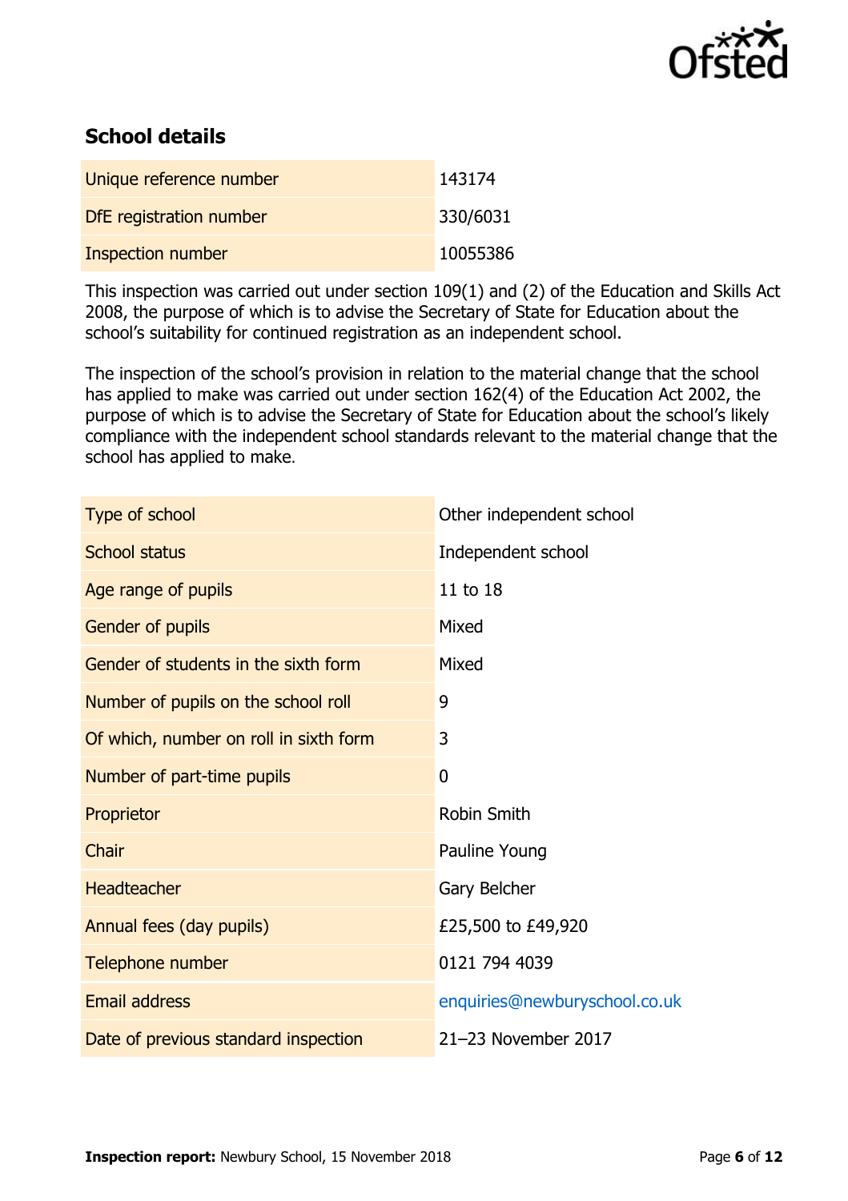## School details

| | |
|---|---|
| Unique reference number | 143174 |
| DfE registration number | 330/6031 |
| Inspection number | 10055386 |

This inspection was carried out under section 109(1) and (2) of the Education and Skills Act 2008, the purpose of which is to advise the Secretary of State for Education about the school's suitability for continued registration as an independent school.

The inspection of the school's provision in relation to the material change that the school has applied to make was carried out under section 162(4) of the Education Act 2002, the purpose of which is to advise the Secretary of State for Education about the school's likely compliance with the independent school standards relevant to the material change that the school has applied to make.

| | |
|---|---|
| Type of school | Other independent school |
| School status | Independent school |
| Age range of pupils | 11 to 18 |
| Gender of pupils | Mixed |
| Gender of students in the sixth form | Mixed |
| Number of pupils on the school roll | 9 |
| Of which, number on roll in sixth form | 3 |
| Number of part-time pupils | 0 |
| Proprietor | Robin Smith |
| Chair | Pauline Young |
| Headteacher | Gary Belcher |
| Annual fees (day pupils) | £25,500 to £49,920 |
| Telephone number | 0121 794 4039 |
| Email address | enquiries@newburyschool.co.uk |
| Date of previous standard inspection | 21–23 November 2017 |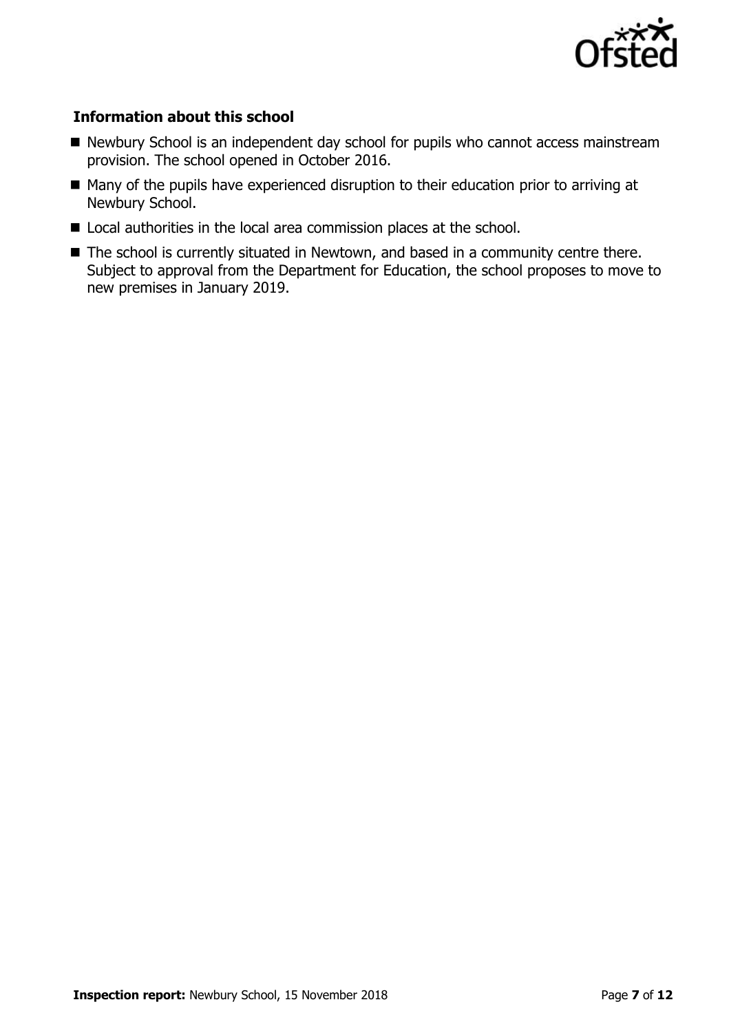### Information about this school

- Newbury School is an independent day school for pupils who cannot access mainstream provision. The school opened in October 2016.
- Many of the pupils have experienced disruption to their education prior to arriving at Newbury School.
- Local authorities in the local area commission places at the school.
- The school is currently situated in Newtown, and based in a community centre there. Subject to approval from the Department for Education, the school proposes to move to new premises in January 2019.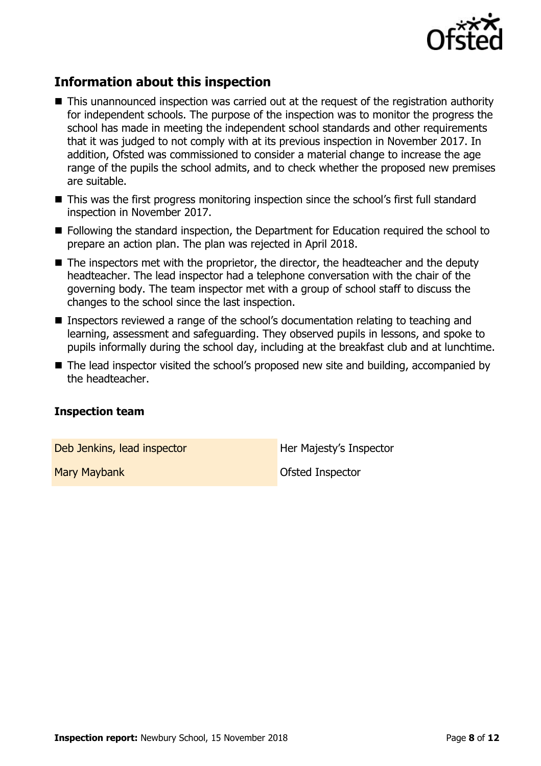## Information about this inspection

- This unannounced inspection was carried out at the request of the registration authority for independent schools. The purpose of the inspection was to monitor the progress the school has made in meeting the independent school standards and other requirements that it was judged to not comply with at its previous inspection in November 2017. In addition, Ofsted was commissioned to consider a material change to increase the age range of the pupils the school admits, and to check whether the proposed new premises are suitable.
- This was the first progress monitoring inspection since the school's first full standard inspection in November 2017.
- Following the standard inspection, the Department for Education required the school to prepare an action plan. The plan was rejected in April 2018.
- The inspectors met with the proprietor, the director, the headteacher and the deputy headteacher. The lead inspector had a telephone conversation with the chair of the governing body. The team inspector met with a group of school staff to discuss the changes to the school since the last inspection.
- Inspectors reviewed a range of the school's documentation relating to teaching and learning, assessment and safeguarding. They observed pupils in lessons, and spoke to pupils informally during the school day, including at the breakfast club and at lunchtime.
- The lead inspector visited the school's proposed new site and building, accompanied by the headteacher.

### Inspection team

| | |
|---|---|
| Deb Jenkins, lead inspector | Her Majesty's Inspector |
| Mary Maybank | Ofsted Inspector |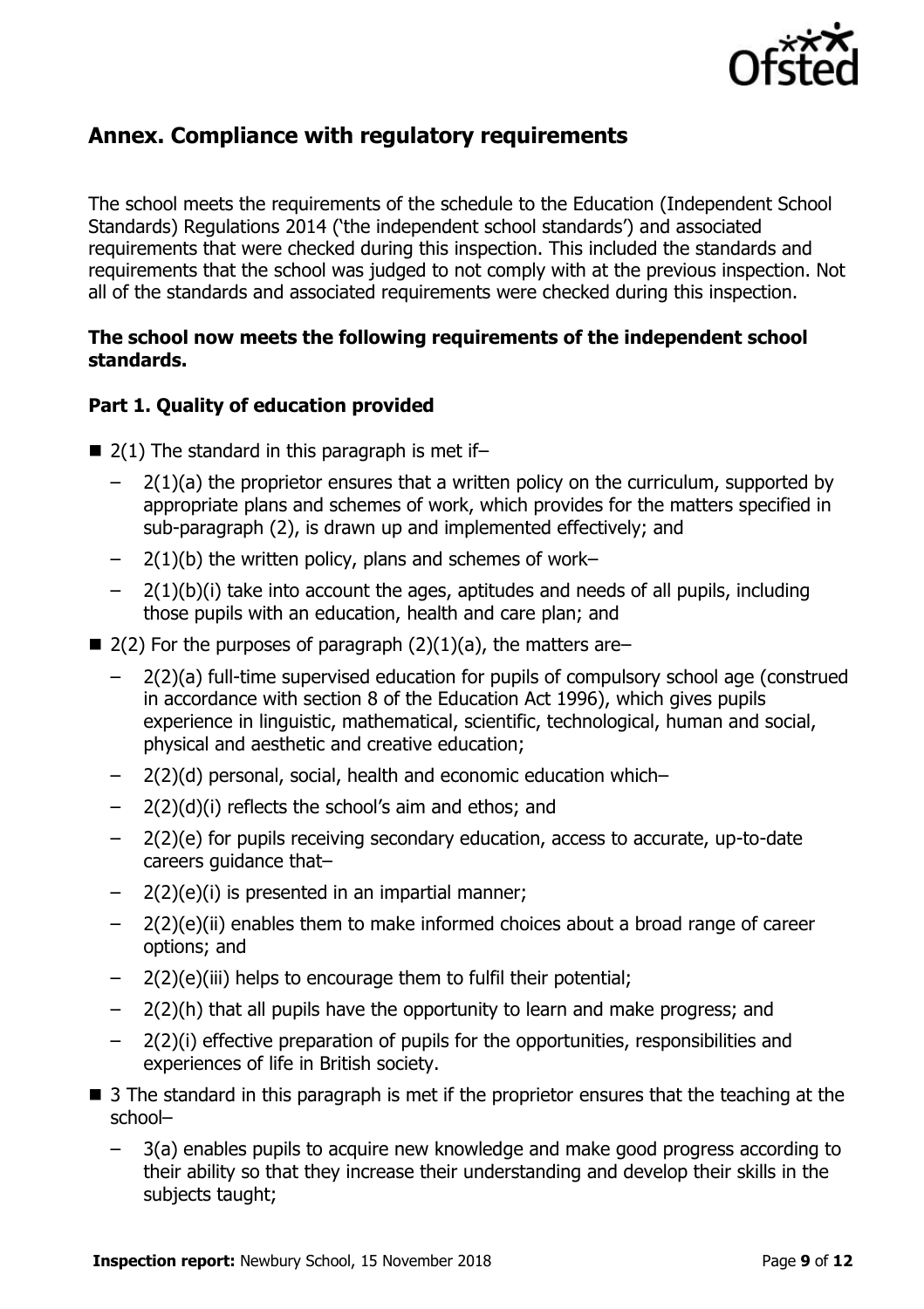## Annex. Compliance with regulatory requirements

The school meets the requirements of the schedule to the Education (Independent School Standards) Regulations 2014 ('the independent school standards') and associated requirements that were checked during this inspection. This included the standards and requirements that the school was judged to not comply with at the previous inspection. Not all of the standards and associated requirements were checked during this inspection.

**The school now meets the following requirements of the independent school standards.**

### Part 1. Quality of education provided

- 2(1) The standard in this paragraph is met if–
  - 2(1)(a) the proprietor ensures that a written policy on the curriculum, supported by appropriate plans and schemes of work, which provides for the matters specified in sub-paragraph (2), is drawn up and implemented effectively; and
  - 2(1)(b) the written policy, plans and schemes of work–
  - 2(1)(b)(i) take into account the ages, aptitudes and needs of all pupils, including those pupils with an education, health and care plan; and
- 2(2) For the purposes of paragraph (2)(1)(a), the matters are–
  - 2(2)(a) full-time supervised education for pupils of compulsory school age (construed in accordance with section 8 of the Education Act 1996), which gives pupils experience in linguistic, mathematical, scientific, technological, human and social, physical and aesthetic and creative education;
  - 2(2)(d) personal, social, health and economic education which–
  - 2(2)(d)(i) reflects the school's aim and ethos; and
  - 2(2)(e) for pupils receiving secondary education, access to accurate, up-to-date careers guidance that–
  - 2(2)(e)(i) is presented in an impartial manner;
  - 2(2)(e)(ii) enables them to make informed choices about a broad range of career options; and
  - 2(2)(e)(iii) helps to encourage them to fulfil their potential;
  - 2(2)(h) that all pupils have the opportunity to learn and make progress; and
  - 2(2)(i) effective preparation of pupils for the opportunities, responsibilities and experiences of life in British society.
- 3 The standard in this paragraph is met if the proprietor ensures that the teaching at the school–
  - 3(a) enables pupils to acquire new knowledge and make good progress according to their ability so that they increase their understanding and develop their skills in the subjects taught;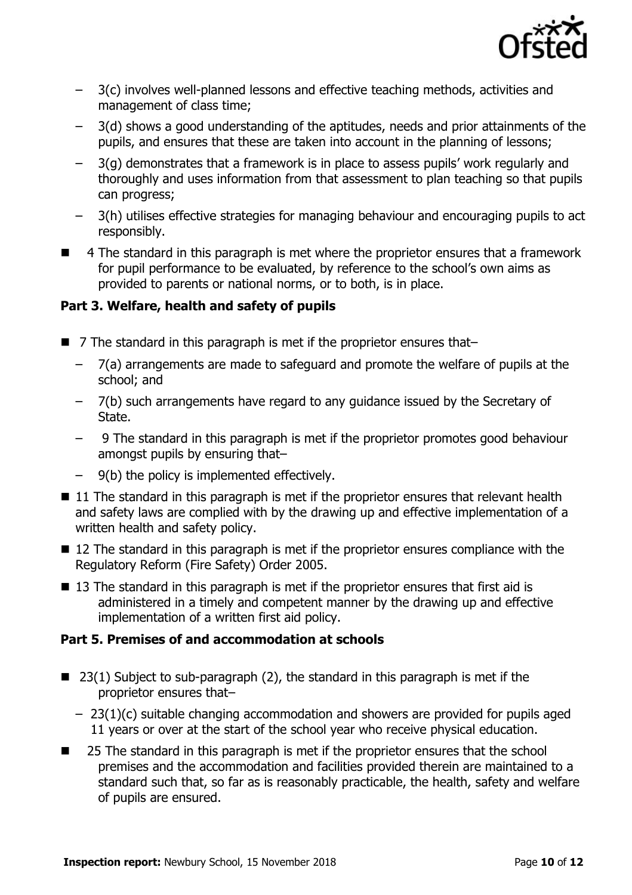- 3(c) involves well-planned lessons and effective teaching methods, activities and management of class time;
- 3(d) shows a good understanding of the aptitudes, needs and prior attainments of the pupils, and ensures that these are taken into account in the planning of lessons;
- 3(g) demonstrates that a framework is in place to assess pupils' work regularly and thoroughly and uses information from that assessment to plan teaching so that pupils can progress;
- 3(h) utilises effective strategies for managing behaviour and encouraging pupils to act responsibly.

- 4 The standard in this paragraph is met where the proprietor ensures that a framework for pupil performance to be evaluated, by reference to the school's own aims as provided to parents or national norms, or to both, is in place.

**Part 3. Welfare, health and safety of pupils**

- 7 The standard in this paragraph is met if the proprietor ensures that–
  - 7(a) arrangements are made to safeguard and promote the welfare of pupils at the school; and
  - 7(b) such arrangements have regard to any guidance issued by the Secretary of State.
  - 9 The standard in this paragraph is met if the proprietor promotes good behaviour amongst pupils by ensuring that–
  - 9(b) the policy is implemented effectively.
- 11 The standard in this paragraph is met if the proprietor ensures that relevant health and safety laws are complied with by the drawing up and effective implementation of a written health and safety policy.
- 12 The standard in this paragraph is met if the proprietor ensures compliance with the Regulatory Reform (Fire Safety) Order 2005.
- 13 The standard in this paragraph is met if the proprietor ensures that first aid is administered in a timely and competent manner by the drawing up and effective implementation of a written first aid policy.

**Part 5. Premises of and accommodation at schools**

- 23(1) Subject to sub-paragraph (2), the standard in this paragraph is met if the proprietor ensures that–
  - 23(1)(c) suitable changing accommodation and showers are provided for pupils aged 11 years or over at the start of the school year who receive physical education.
- 25 The standard in this paragraph is met if the proprietor ensures that the school premises and the accommodation and facilities provided therein are maintained to a standard such that, so far as is reasonably practicable, the health, safety and welfare of pupils are ensured.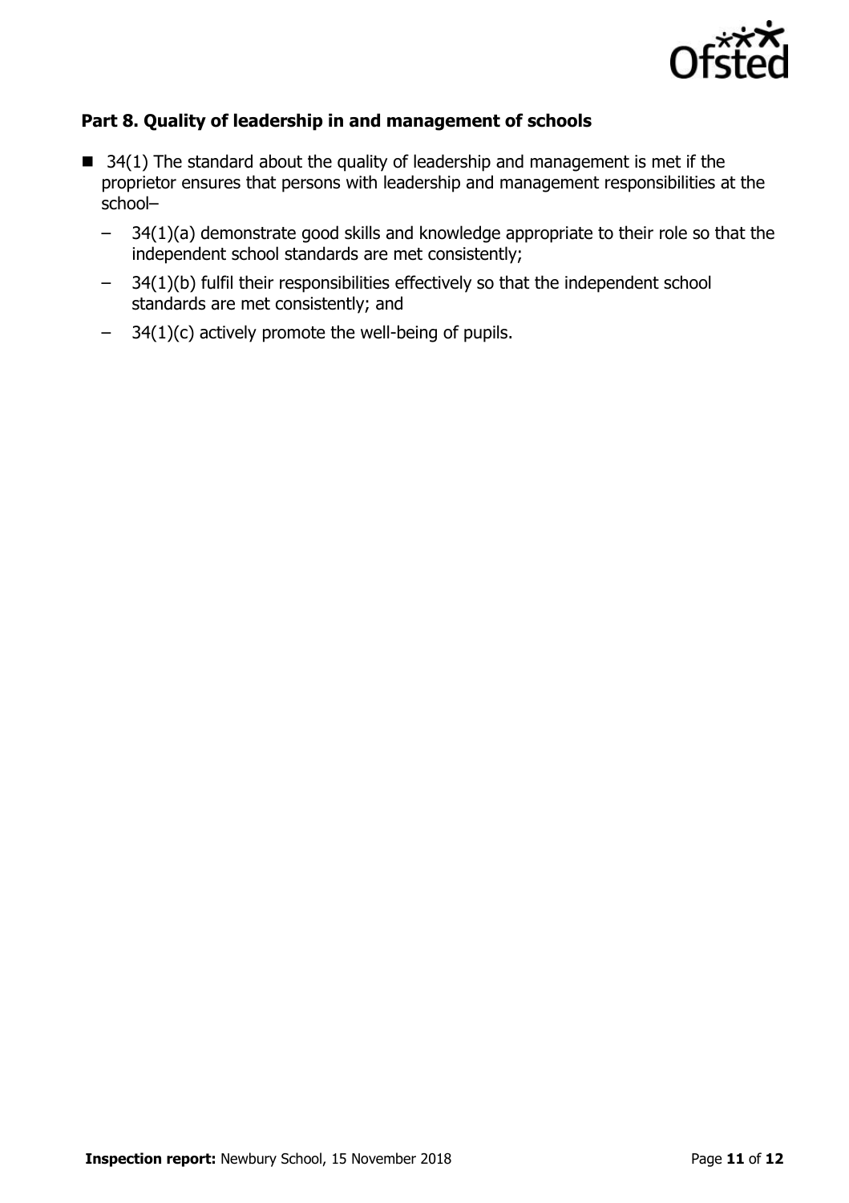### Part 8. Quality of leadership in and management of schools

- 34(1) The standard about the quality of leadership and management is met if the proprietor ensures that persons with leadership and management responsibilities at the school–
  - 34(1)(a) demonstrate good skills and knowledge appropriate to their role so that the independent school standards are met consistently;
  - 34(1)(b) fulfil their responsibilities effectively so that the independent school standards are met consistently; and
  - 34(1)(c) actively promote the well-being of pupils.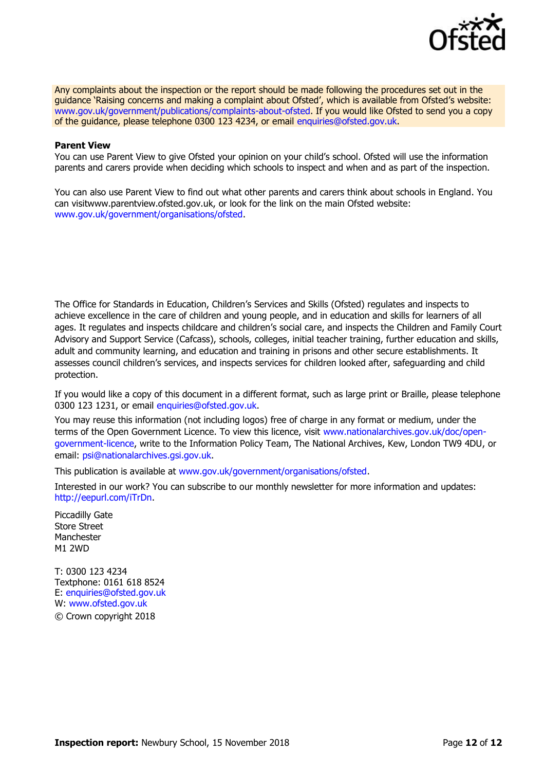Any complaints about the inspection or the report should be made following the procedures set out in the guidance 'Raising concerns and making a complaint about Ofsted', which is available from Ofsted's website: www.gov.uk/government/publications/complaints-about-ofsted. If you would like Ofsted to send you a copy of the guidance, please telephone 0300 123 4234, or email enquiries@ofsted.gov.uk.

**Parent View**

You can use Parent View to give Ofsted your opinion on your child's school. Ofsted will use the information parents and carers provide when deciding which schools to inspect and when and as part of the inspection.

You can also use Parent View to find out what other parents and carers think about schools in England. You can visitwww.parentview.ofsted.gov.uk, or look for the link on the main Ofsted website: www.gov.uk/government/organisations/ofsted.

The Office for Standards in Education, Children's Services and Skills (Ofsted) regulates and inspects to achieve excellence in the care of children and young people, and in education and skills for learners of all ages. It regulates and inspects childcare and children's social care, and inspects the Children and Family Court Advisory and Support Service (Cafcass), schools, colleges, initial teacher training, further education and skills, adult and community learning, and education and training in prisons and other secure establishments. It assesses council children's services, and inspects services for children looked after, safeguarding and child protection.

If you would like a copy of this document in a different format, such as large print or Braille, please telephone 0300 123 1231, or email enquiries@ofsted.gov.uk.

You may reuse this information (not including logos) free of charge in any format or medium, under the terms of the Open Government Licence. To view this licence, visit www.nationalarchives.gov.uk/doc/open-government-licence, write to the Information Policy Team, The National Archives, Kew, London TW9 4DU, or email: psi@nationalarchives.gsi.gov.uk.

This publication is available at www.gov.uk/government/organisations/ofsted.

Interested in our work? You can subscribe to our monthly newsletter for more information and updates: http://eepurl.com/iTrDn.

Piccadilly Gate
Store Street
Manchester
M1 2WD

T: 0300 123 4234
Textphone: 0161 618 8524
E: enquiries@ofsted.gov.uk
W: www.ofsted.gov.uk
© Crown copyright 2018